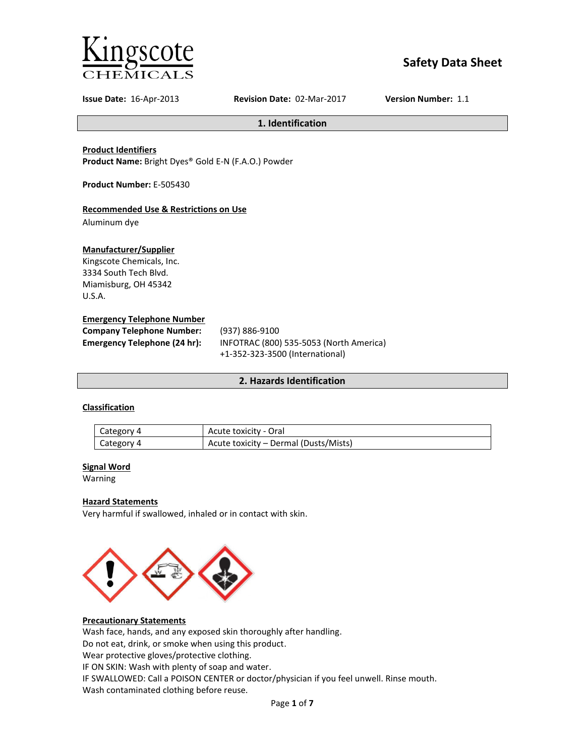# Safety Data Sheet

Kingscote CHEMICALS

**Issue Date:** 16-Apr-2013 **Revision Date:** 02-Mar-2017 **Version Number:** 1.1

## 1. Identification

**Product Identifiers**

**Product Name:** Bright Dyes® Gold E-N (F.A.O.) Powder

**Product Number:** E-505430

**Recommended Use & Restrictions on Use**

Aluminum dye

**Manufacturer/Supplier**

Kingscote Chemicals, Inc.
3334 South Tech Blvd.
Miamisburg, OH 45342
U.S.A.

**Emergency Telephone Number**

**Company Telephone Number:** (937) 886-9100

**Emergency Telephone (24 hr):** INFOTRAC (800) 535-5053 (North America)
+1-352-323-3500 (International)

## 2. Hazards Identification

**Classification**

| Category 4 | Acute toxicity - Oral |
|---|---|
| Category 4 | Acute toxicity – Dermal (Dusts/Mists) |

**Signal Word**

Warning

**Hazard Statements**

Very harmful if swallowed, inhaled or in contact with skin.

**Precautionary Statements**

Wash face, hands, and any exposed skin thoroughly after handling.
Do not eat, drink, or smoke when using this product.
Wear protective gloves/protective clothing.
IF ON SKIN: Wash with plenty of soap and water.
IF SWALLOWED: Call a POISON CENTER or doctor/physician if you feel unwell. Rinse mouth.
Wash contaminated clothing before reuse.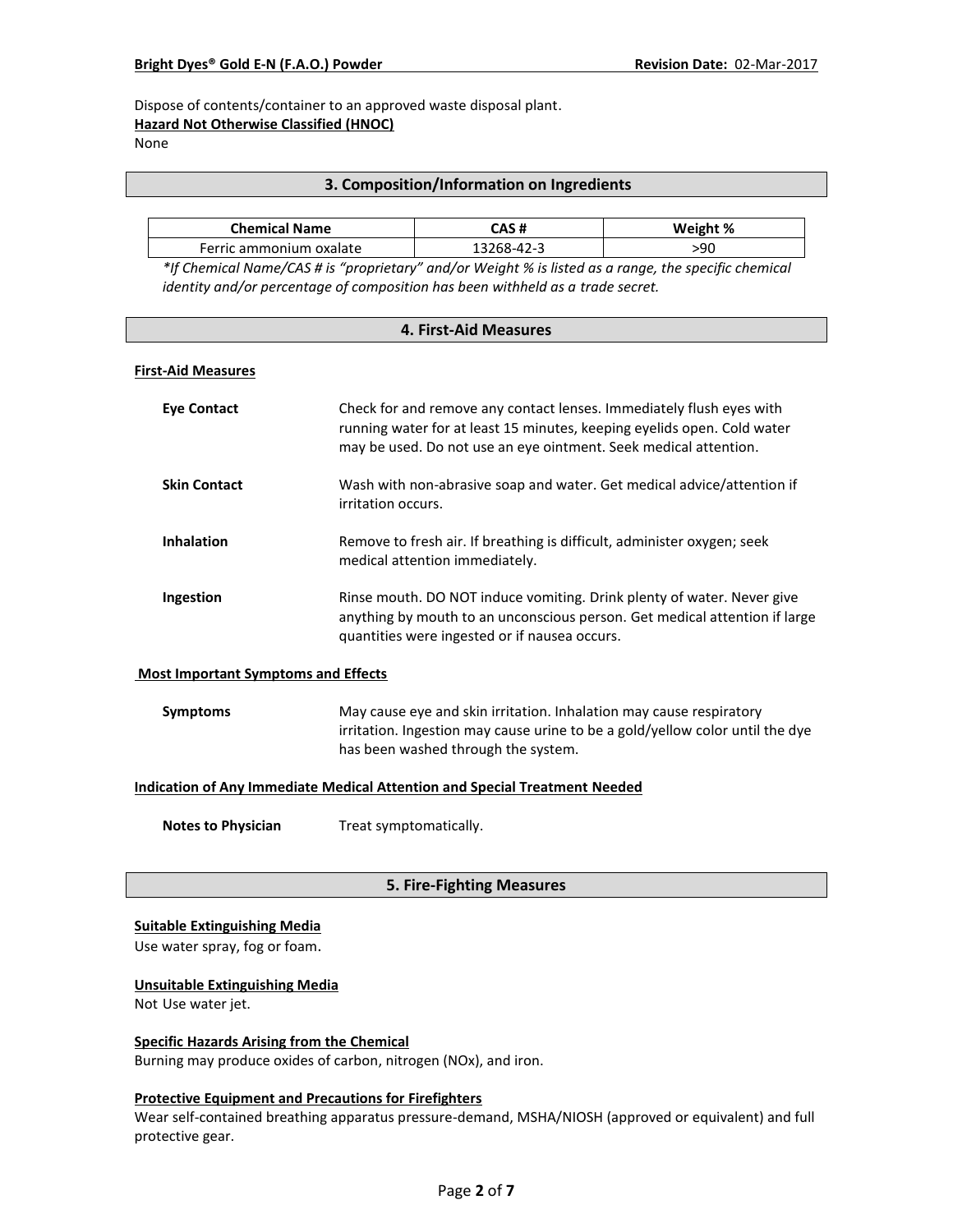Dispose of contents/container to an approved waste disposal plant.

**Hazard Not Otherwise Classified (HNOC)**

None

## 3. Composition/Information on Ingredients

| Chemical Name | CAS # | Weight % |
|---|---|---|
| Ferric ammonium oxalate | 13268-42-3 | >90 |

*\*If Chemical Name/CAS # is "proprietary" and/or Weight % is listed as a range, the specific chemical identity and/or percentage of composition has been withheld as a trade secret.*

## 4. First-Aid Measures

**First-Aid Measures**

**Eye Contact** Check for and remove any contact lenses. Immediately flush eyes with running water for at least 15 minutes, keeping eyelids open. Cold water may be used. Do not use an eye ointment. Seek medical attention.

**Skin Contact** Wash with non-abrasive soap and water. Get medical advice/attention if irritation occurs.

**Inhalation** Remove to fresh air. If breathing is difficult, administer oxygen; seek medical attention immediately.

**Ingestion** Rinse mouth. DO NOT induce vomiting. Drink plenty of water. Never give anything by mouth to an unconscious person. Get medical attention if large quantities were ingested or if nausea occurs.

**Most Important Symptoms and Effects**

**Symptoms** May cause eye and skin irritation. Inhalation may cause respiratory irritation. Ingestion may cause urine to be a gold/yellow color until the dye has been washed through the system.

**Indication of Any Immediate Medical Attention and Special Treatment Needed**

**Notes to Physician** Treat symptomatically.

## 5. Fire-Fighting Measures

**Suitable Extinguishing Media**

Use water spray, fog or foam.

**Unsuitable Extinguishing Media**

Not Use water jet.

**Specific Hazards Arising from the Chemical**

Burning may produce oxides of carbon, nitrogen (NOx), and iron.

**Protective Equipment and Precautions for Firefighters**

Wear self-contained breathing apparatus pressure-demand, MSHA/NIOSH (approved or equivalent) and full protective gear.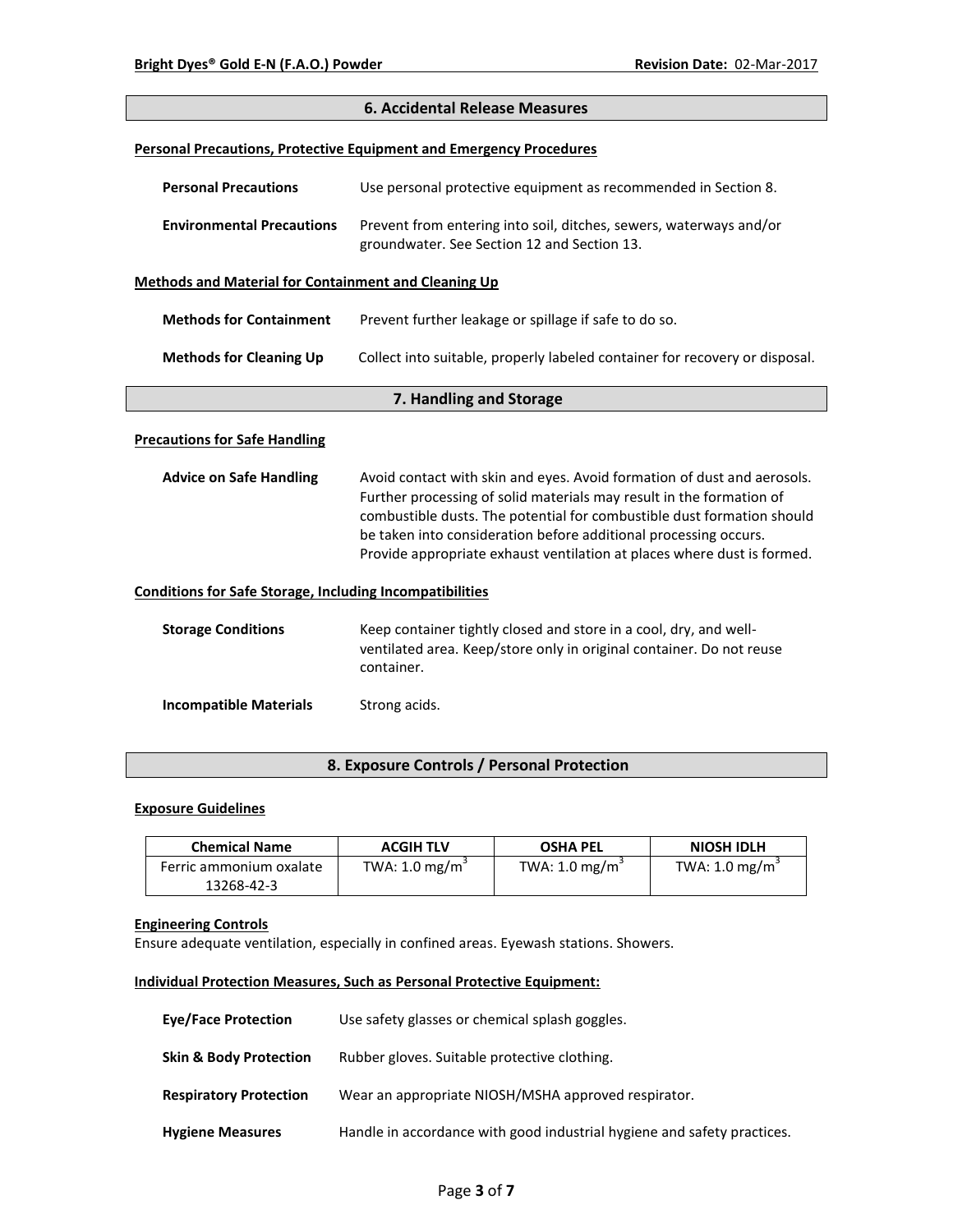## 6. Accidental Release Measures

### Personal Precautions, Protective Equipment and Emergency Procedures

**Personal Precautions** Use personal protective equipment as recommended in Section 8.

**Environmental Precautions** Prevent from entering into soil, ditches, sewers, waterways and/or groundwater. See Section 12 and Section 13.

### Methods and Material for Containment and Cleaning Up

**Methods for Containment** Prevent further leakage or spillage if safe to do so.

**Methods for Cleaning Up** Collect into suitable, properly labeled container for recovery or disposal.

## 7. Handling and Storage

### Precautions for Safe Handling

**Advice on Safe Handling** Avoid contact with skin and eyes. Avoid formation of dust and aerosols. Further processing of solid materials may result in the formation of combustible dusts. The potential for combustible dust formation should be taken into consideration before additional processing occurs. Provide appropriate exhaust ventilation at places where dust is formed.

### Conditions for Safe Storage, Including Incompatibilities

**Storage Conditions** Keep container tightly closed and store in a cool, dry, and well-ventilated area. Keep/store only in original container. Do not reuse container.

**Incompatible Materials** Strong acids.

## 8. Exposure Controls / Personal Protection

### Exposure Guidelines

| Chemical Name | ACGIH TLV | OSHA PEL | NIOSH IDLH |
|---|---|---|---|
| Ferric ammonium oxalate 13268-42-3 | TWA: 1.0 mg/m$^3$ | TWA: 1.0 mg/m$^3$ | TWA: 1.0 mg/m$^3$ |

### Engineering Controls

Ensure adequate ventilation, especially in confined areas. Eyewash stations. Showers.

### Individual Protection Measures, Such as Personal Protective Equipment:

**Eye/Face Protection** Use safety glasses or chemical splash goggles.

**Skin & Body Protection** Rubber gloves. Suitable protective clothing.

**Respiratory Protection** Wear an appropriate NIOSH/MSHA approved respirator.

**Hygiene Measures** Handle in accordance with good industrial hygiene and safety practices.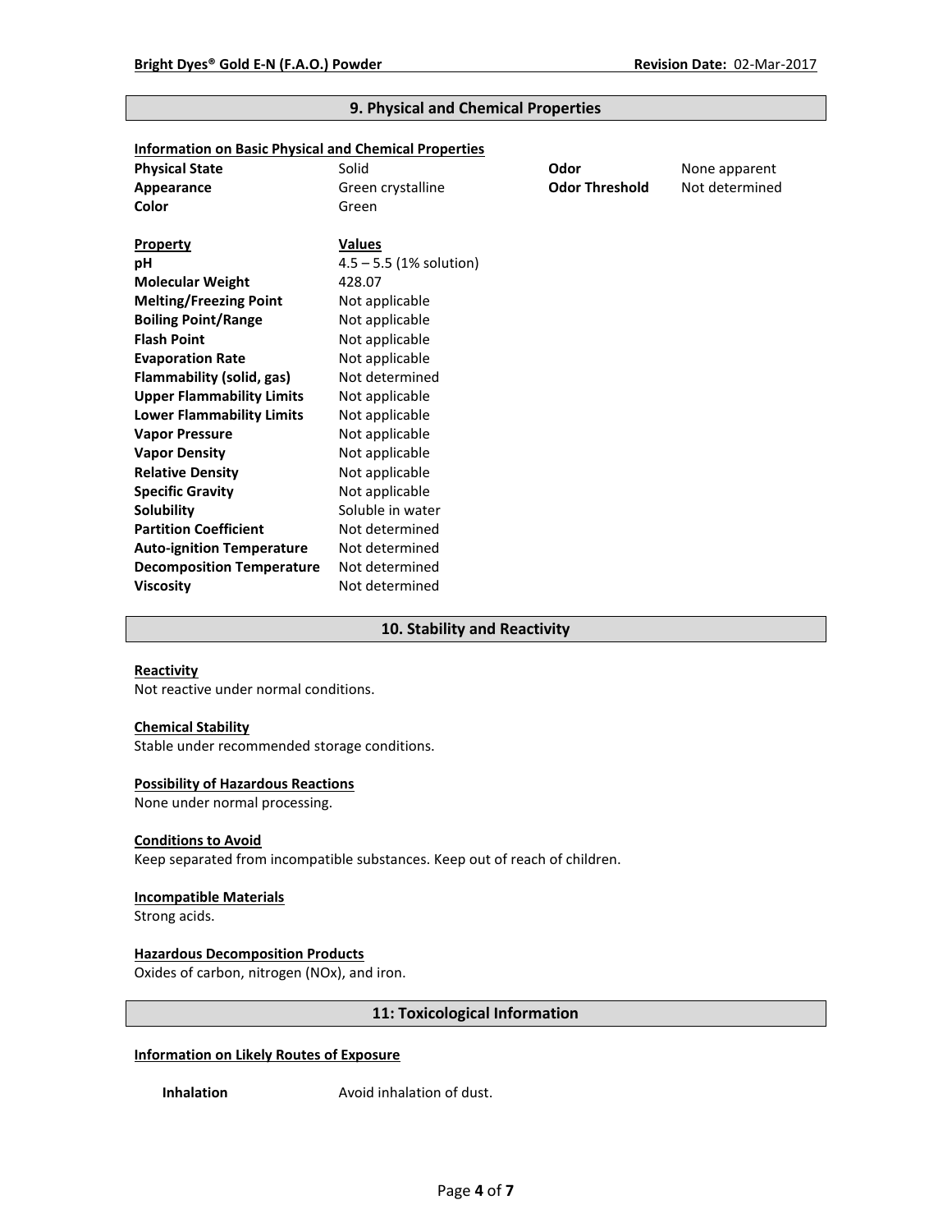## 9. Physical and Chemical Properties

**Information on Basic Physical and Chemical Properties**

| | | | |
|---|---|---|---|
| **Physical State** | Solid | **Odor** | None apparent |
| **Appearance** | Green crystalline | **Odor Threshold** | Not determined |
| **Color** | Green | | |

| **Property** | **Values** |
|---|---|
| **pH** | 4.5 – 5.5 (1% solution) |
| **Molecular Weight** | 428.07 |
| **Melting/Freezing Point** | Not applicable |
| **Boiling Point/Range** | Not applicable |
| **Flash Point** | Not applicable |
| **Evaporation Rate** | Not applicable |
| **Flammability (solid, gas)** | Not determined |
| **Upper Flammability Limits** | Not applicable |
| **Lower Flammability Limits** | Not applicable |
| **Vapor Pressure** | Not applicable |
| **Vapor Density** | Not applicable |
| **Relative Density** | Not applicable |
| **Specific Gravity** | Not applicable |
| **Solubility** | Soluble in water |
| **Partition Coefficient** | Not determined |
| **Auto-ignition Temperature** | Not determined |
| **Decomposition Temperature** | Not determined |
| **Viscosity** | Not determined |

## 10. Stability and Reactivity

**Reactivity**

Not reactive under normal conditions.

**Chemical Stability**

Stable under recommended storage conditions.

**Possibility of Hazardous Reactions**

None under normal processing.

**Conditions to Avoid**

Keep separated from incompatible substances. Keep out of reach of children.

**Incompatible Materials**

Strong acids.

**Hazardous Decomposition Products**

Oxides of carbon, nitrogen (NOx), and iron.

## 11: Toxicological Information

**Information on Likely Routes of Exposure**

**Inhalation** Avoid inhalation of dust.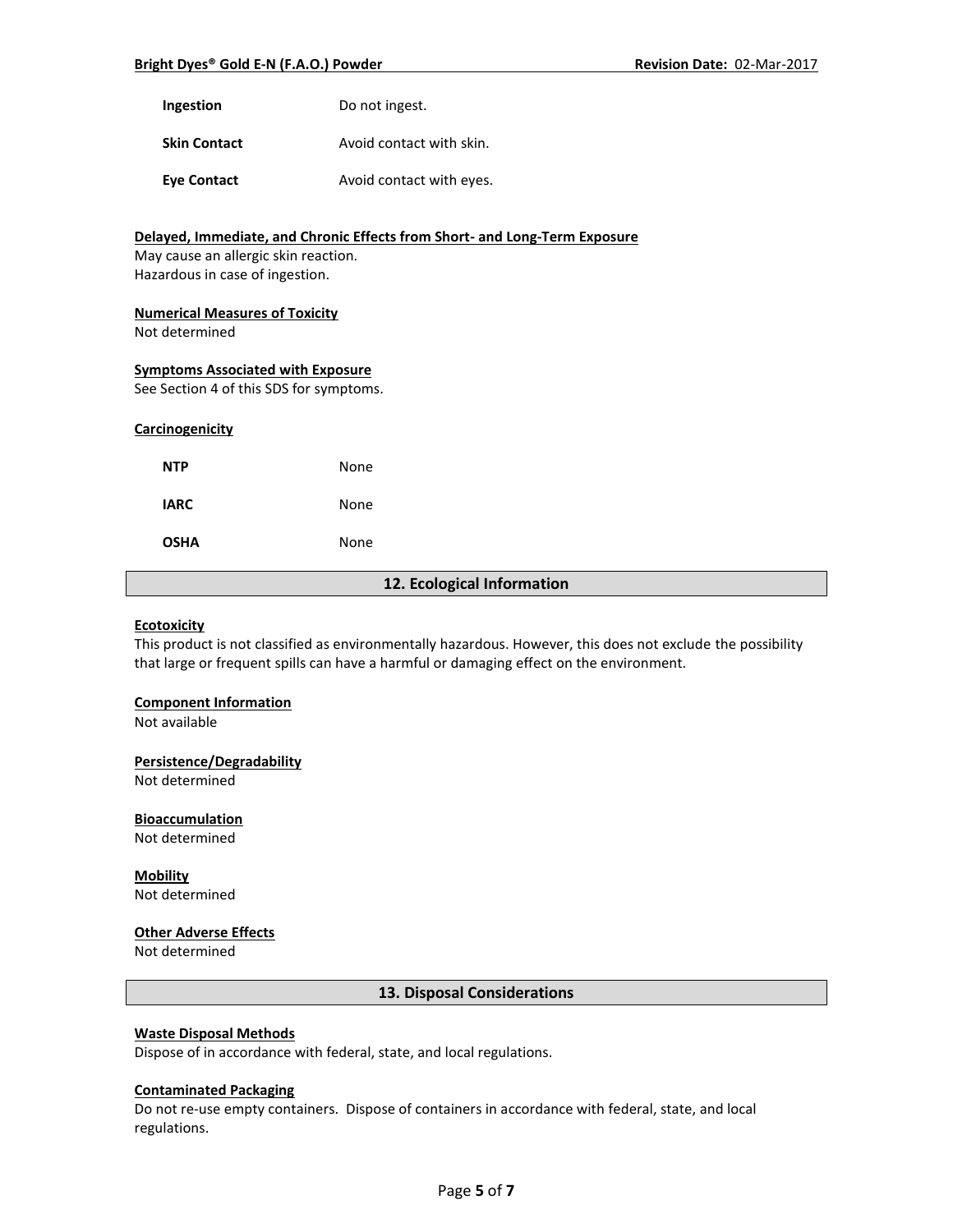| | |
|---|---|
| **Ingestion** | Do not ingest. |
| **Skin Contact** | Avoid contact with skin. |
| **Eye Contact** | Avoid contact with eyes. |

**Delayed, Immediate, and Chronic Effects from Short- and Long-Term Exposure**

May cause an allergic skin reaction.
Hazardous in case of ingestion.

**Numerical Measures of Toxicity**

Not determined

**Symptoms Associated with Exposure**

See Section 4 of this SDS for symptoms.

**Carcinogenicity**

| | |
|---|---|
| **NTP** | None |
| **IARC** | None |
| **OSHA** | None |

## 12. Ecological Information

**Ecotoxicity**

This product is not classified as environmentally hazardous. However, this does not exclude the possibility that large or frequent spills can have a harmful or damaging effect on the environment.

**Component Information**

Not available

**Persistence/Degradability**

Not determined

**Bioaccumulation**

Not determined

**Mobility**

Not determined

**Other Adverse Effects**

Not determined

## 13. Disposal Considerations

**Waste Disposal Methods**

Dispose of in accordance with federal, state, and local regulations.

**Contaminated Packaging**

Do not re-use empty containers. Dispose of containers in accordance with federal, state, and local regulations.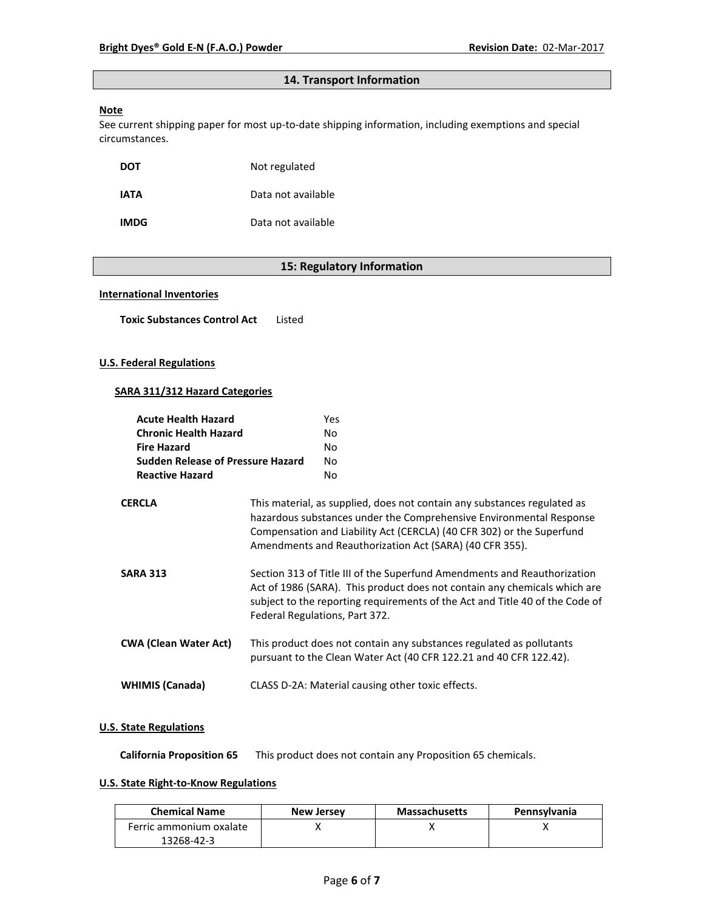## 14. Transport Information

**Note**

See current shipping paper for most up-to-date shipping information, including exemptions and special circumstances.

| | |
|---|---|
| **DOT** | Not regulated |
| **IATA** | Data not available |
| **IMDG** | Data not available |

## 15: Regulatory Information

**International Inventories**

**Toxic Substances Control Act** Listed

**U.S. Federal Regulations**

**SARA 311/312 Hazard Categories**

| | |
|---|---|
| **Acute Health Hazard** | Yes |
| **Chronic Health Hazard** | No |
| **Fire Hazard** | No |
| **Sudden Release of Pressure Hazard** | No |
| **Reactive Hazard** | No |

**CERCLA** This material, as supplied, does not contain any substances regulated as hazardous substances under the Comprehensive Environmental Response Compensation and Liability Act (CERCLA) (40 CFR 302) or the Superfund Amendments and Reauthorization Act (SARA) (40 CFR 355).

**SARA 313** Section 313 of Title III of the Superfund Amendments and Reauthorization Act of 1986 (SARA). This product does not contain any chemicals which are subject to the reporting requirements of the Act and Title 40 of the Code of Federal Regulations, Part 372.

**CWA (Clean Water Act)** This product does not contain any substances regulated as pollutants pursuant to the Clean Water Act (40 CFR 122.21 and 40 CFR 122.42).

**WHIMIS (Canada)** CLASS D-2A: Material causing other toxic effects.

**U.S. State Regulations**

**California Proposition 65** This product does not contain any Proposition 65 chemicals.

**U.S. State Right-to-Know Regulations**

| Chemical Name | New Jersey | Massachusetts | Pennsylvania |
|---|---|---|---|
| Ferric ammonium oxalate 13268-42-3 | X | X | X |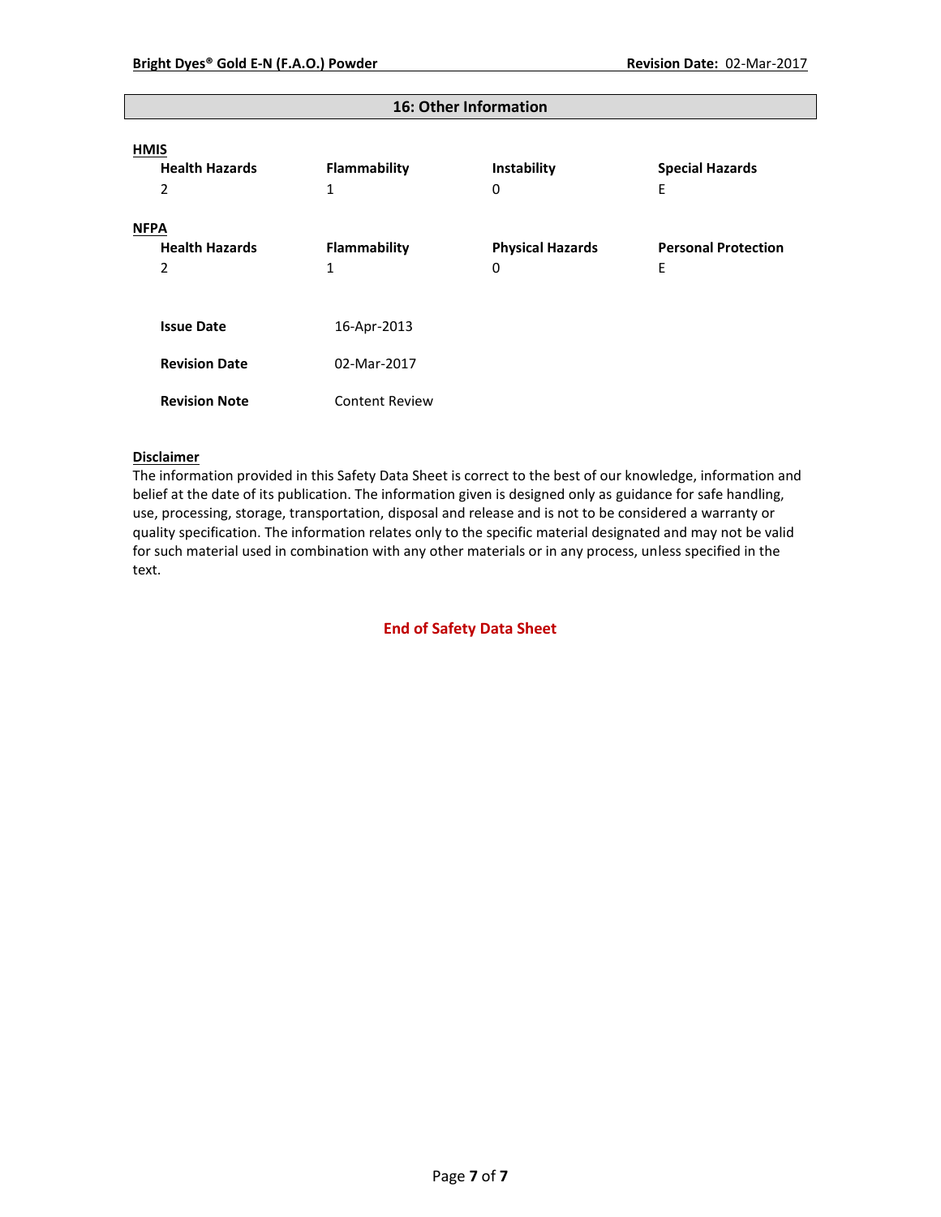## 16: Other Information

**HMIS**

| Health Hazards | Flammability | Instability | Special Hazards |
|---|---|---|---|
| 2 | 1 | 0 | E |

**NFPA**

| Health Hazards | Flammability | Physical Hazards | Personal Protection |
|---|---|---|---|
| 2 | 1 | 0 | E |

| | |
|---|---|
| **Issue Date** | 16-Apr-2013 |
| **Revision Date** | 02-Mar-2017 |
| **Revision Note** | Content Review |

**Disclaimer**

The information provided in this Safety Data Sheet is correct to the best of our knowledge, information and belief at the date of its publication. The information given is designed only as guidance for safe handling, use, processing, storage, transportation, disposal and release and is not to be considered a warranty or quality specification. The information relates only to the specific material designated and may not be valid for such material used in combination with any other materials or in any process, unless specified in the text.

**End of Safety Data Sheet**